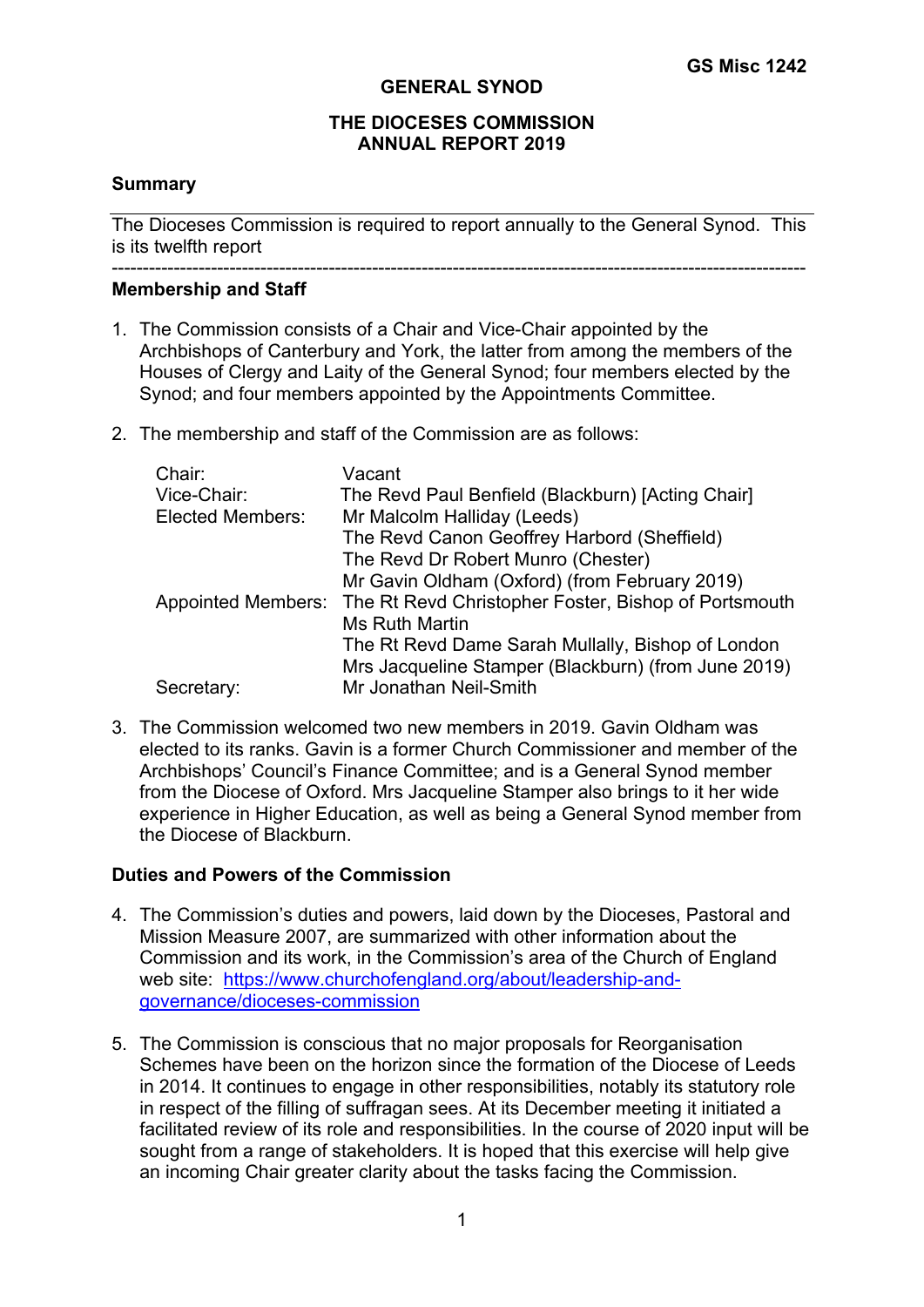**GS Misc 1242**

# GENERAL SYNOD

## THE DIOCESES COMMISSION ANNUAL REPORT 2019

### Summary

The Dioceses Commission is required to report annually to the General Synod. This is its twelfth report

---

### Membership and Staff

1. The Commission consists of a Chair and Vice-Chair appointed by the Archbishops of Canterbury and York, the latter from among the members of the Houses of Clergy and Laity of the General Synod; four members elected by the Synod; and four members appointed by the Appointments Committee.

2. The membership and staff of the Commission are as follows:

| | |
|---|---|
| Chair: | Vacant |
| Vice-Chair: | The Revd Paul Benfield (Blackburn) [Acting Chair] |
| Elected Members: | Mr Malcolm Halliday (Leeds) |
| | The Revd Canon Geoffrey Harbord (Sheffield) |
| | The Revd Dr Robert Munro (Chester) |
| | Mr Gavin Oldham (Oxford) (from February 2019) |
| Appointed Members: | The Rt Revd Christopher Foster, Bishop of Portsmouth |
| | Ms Ruth Martin |
| | The Rt Revd Dame Sarah Mullally, Bishop of London |
| | Mrs Jacqueline Stamper (Blackburn) (from June 2019) |
| Secretary: | Mr Jonathan Neil-Smith |

3. The Commission welcomed two new members in 2019. Gavin Oldham was elected to its ranks. Gavin is a former Church Commissioner and member of the Archbishops' Council's Finance Committee; and is a General Synod member from the Diocese of Oxford. Mrs Jacqueline Stamper also brings to it her wide experience in Higher Education, as well as being a General Synod member from the Diocese of Blackburn.

### Duties and Powers of the Commission

4. The Commission's duties and powers, laid down by the Dioceses, Pastoral and Mission Measure 2007, are summarized with other information about the Commission and its work, in the Commission's area of the Church of England web site: https://www.churchofengland.org/about/leadership-and-governance/dioceses-commission

5. The Commission is conscious that no major proposals for Reorganisation Schemes have been on the horizon since the formation of the Diocese of Leeds in 2014. It continues to engage in other responsibilities, notably its statutory role in respect of the filling of suffragan sees. At its December meeting it initiated a facilitated review of its role and responsibilities. In the course of 2020 input will be sought from a range of stakeholders. It is hoped that this exercise will help give an incoming Chair greater clarity about the tasks facing the Commission.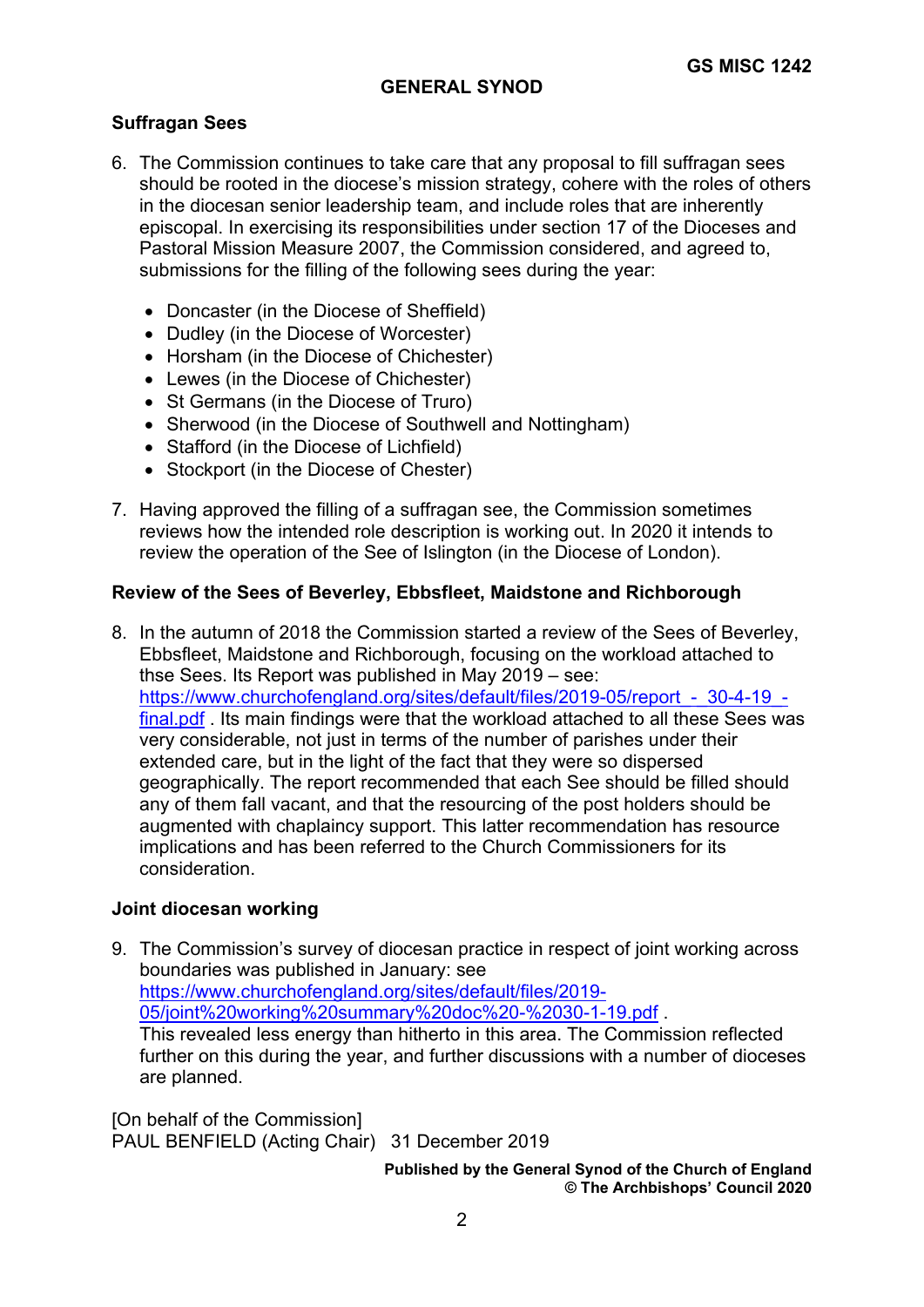## Suffragan Sees

6. The Commission continues to take care that any proposal to fill suffragan sees should be rooted in the diocese's mission strategy, cohere with the roles of others in the diocesan senior leadership team, and include roles that are inherently episcopal. In exercising its responsibilities under section 17 of the Dioceses and Pastoral Mission Measure 2007, the Commission considered, and agreed to, submissions for the filling of the following sees during the year:

   - Doncaster (in the Diocese of Sheffield)
   - Dudley (in the Diocese of Worcester)
   - Horsham (in the Diocese of Chichester)
   - Lewes (in the Diocese of Chichester)
   - St Germans (in the Diocese of Truro)
   - Sherwood (in the Diocese of Southwell and Nottingham)
   - Stafford (in the Diocese of Lichfield)
   - Stockport (in the Diocese of Chester)

7. Having approved the filling of a suffragan see, the Commission sometimes reviews how the intended role description is working out. In 2020 it intends to review the operation of the See of Islington (in the Diocese of London).

## Review of the Sees of Beverley, Ebbsfleet, Maidstone and Richborough

8. In the autumn of 2018 the Commission started a review of the Sees of Beverley, Ebbsfleet, Maidstone and Richborough, focusing on the workload attached to thse Sees. Its Report was published in May 2019 – see: https://www.churchofengland.org/sites/default/files/2019-05/report_-_30-4-19_-final.pdf . Its main findings were that the workload attached to all these Sees was very considerable, not just in terms of the number of parishes under their extended care, but in the light of the fact that they were so dispersed geographically. The report recommended that each See should be filled should any of them fall vacant, and that the resourcing of the post holders should be augmented with chaplaincy support. This latter recommendation has resource implications and has been referred to the Church Commissioners for its consideration.

## Joint diocesan working

9. The Commission's survey of diocesan practice in respect of joint working across boundaries was published in January: see https://www.churchofengland.org/sites/default/files/2019-05/joint%20working%20summary%20doc%20-%2030-1-19.pdf .
   This revealed less energy than hitherto in this area. The Commission reflected further on this during the year, and further discussions with a number of dioceses are planned.

[On behalf of the Commission]
PAUL BENFIELD (Acting Chair) 31 December 2019

**Published by the General Synod of the Church of England**
**© The Archbishops' Council 2020**